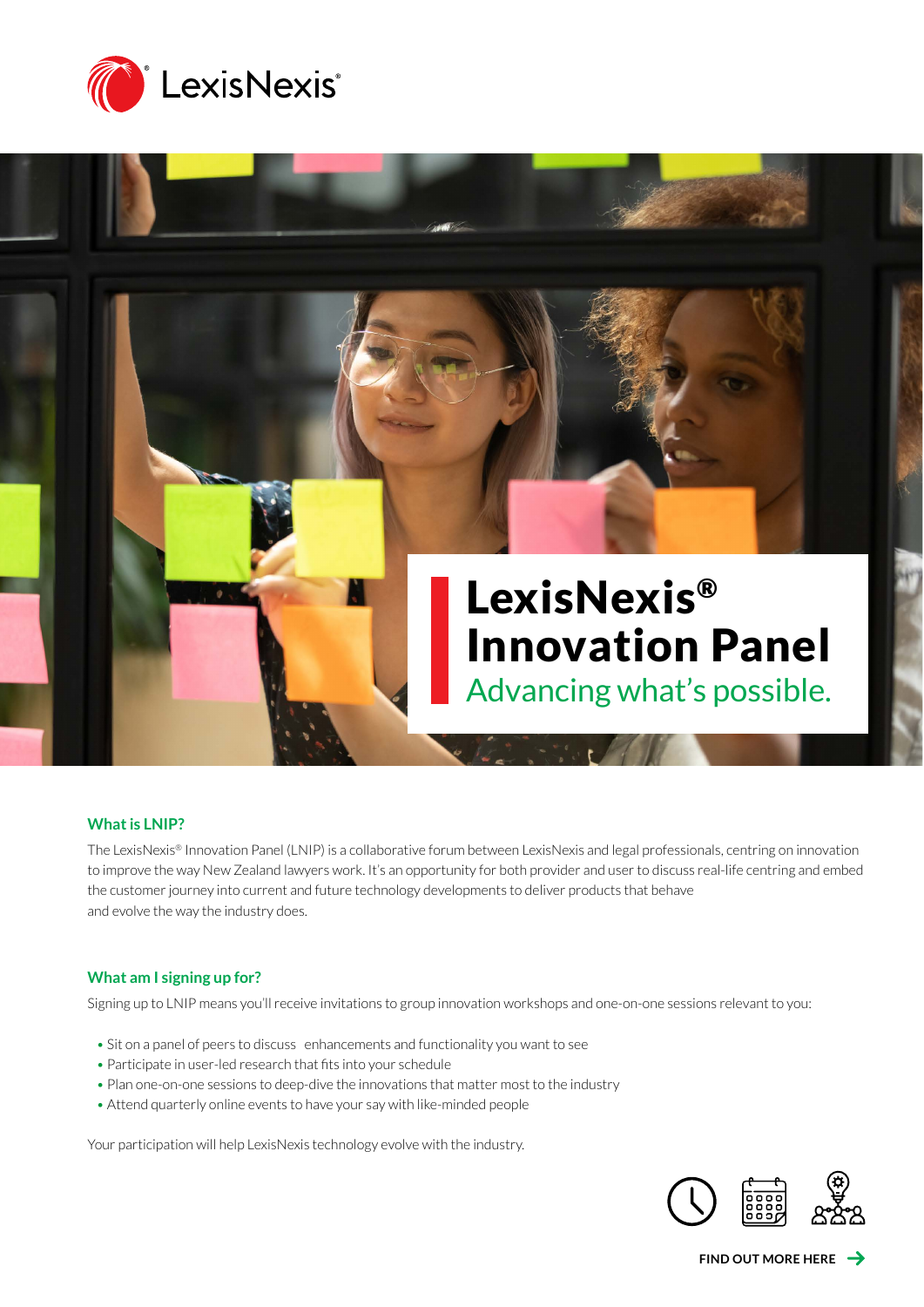# LexisNexis® Innovation Panel

## Advancing what's possible.

### What is LNIP?

The LexisNexis® Innovation Panel (LNIP) is a collaborative forum between LexisNexis and legal professionals, centring on innovation to improve the way New Zealand lawyers work. It's an opportunity for both provider and user to discuss real-life centring and embed the customer journey into current and future technology developments to deliver products that behave and evolve the way the industry does.

### What am I signing up for?

Signing up to LNIP means you'll receive invitations to group innovation workshops and one-on-one sessions relevant to you:

- Sit on a panel of peers to discuss enhancements and functionality you want to see
- Participate in user-led research that fits into your schedule
- Plan one-on-one sessions to deep-dive the innovations that matter most to the industry
- Attend quarterly online events to have your say with like-minded people

Your participation will help LexisNexis technology evolve with the industry.

**FIND OUT MORE HERE →**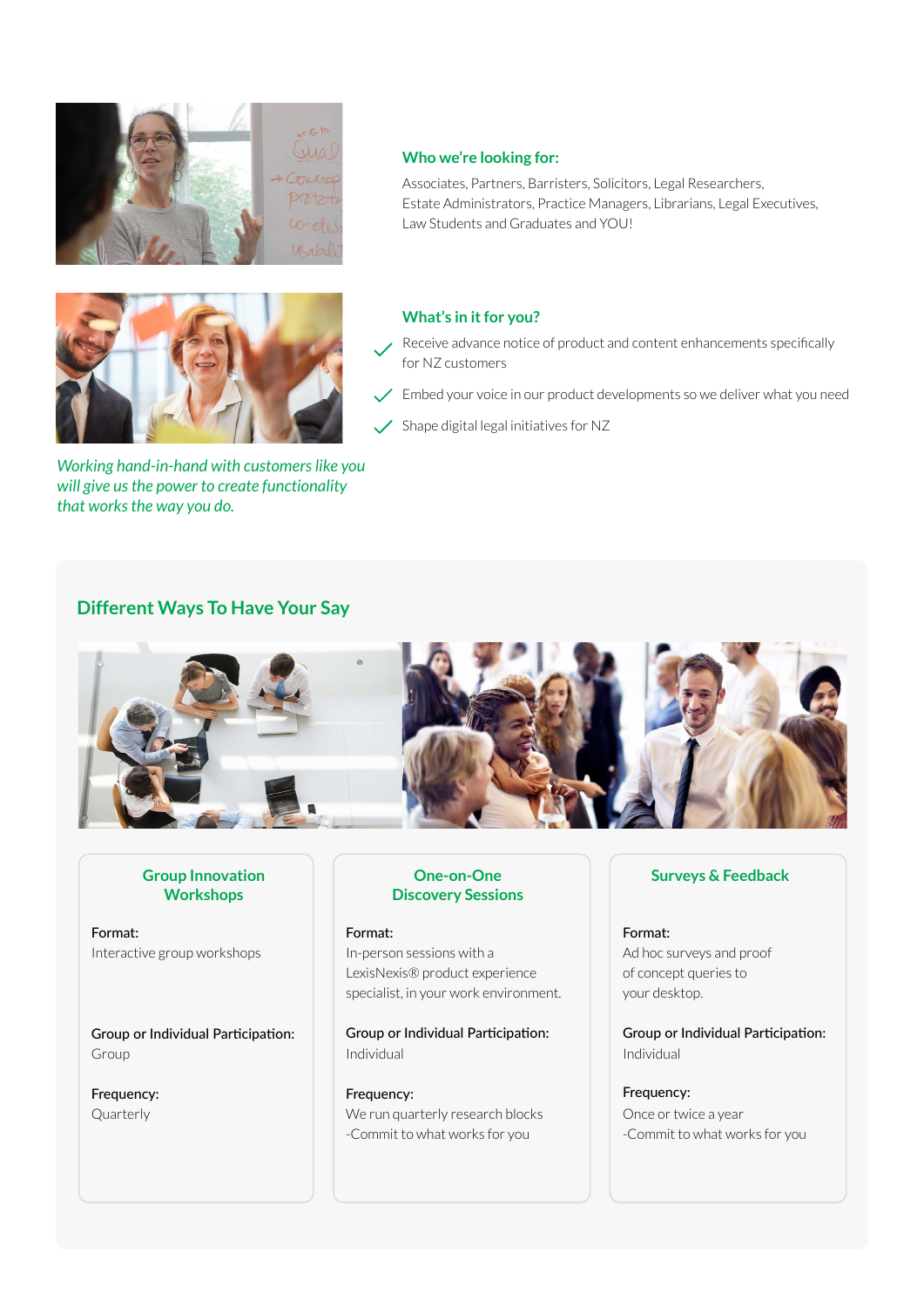### Who we're looking for:

Associates, Partners, Barristers, Solicitors, Legal Researchers, Estate Administrators, Practice Managers, Librarians, Legal Executives, Law Students and Graduates and YOU!

### What's in it for you?

- ✓ Receive advance notice of product and content enhancements specifically for NZ customers
- ✓ Embed your voice in our product developments so we deliver what you need
- ✓ Shape digital legal initiatives for NZ

*Working hand-in-hand with customers like you will give us the power to create functionality that works the way you do.*

## Different Ways To Have Your Say

### Group Innovation Workshops

Format:
Interactive group workshops

Group or Individual Participation:
Group

Frequency:
Quarterly

### One-on-One Discovery Sessions

Format:
In-person sessions with a LexisNexis® product experience specialist, in your work environment.

Group or Individual Participation:
Individual

Frequency:
We run quarterly research blocks
-Commit to what works for you

### Surveys & Feedback

Format:
Ad hoc surveys and proof of concept queries to your desktop.

Group or Individual Participation:
Individual

Frequency:
Once or twice a year
-Commit to what works for you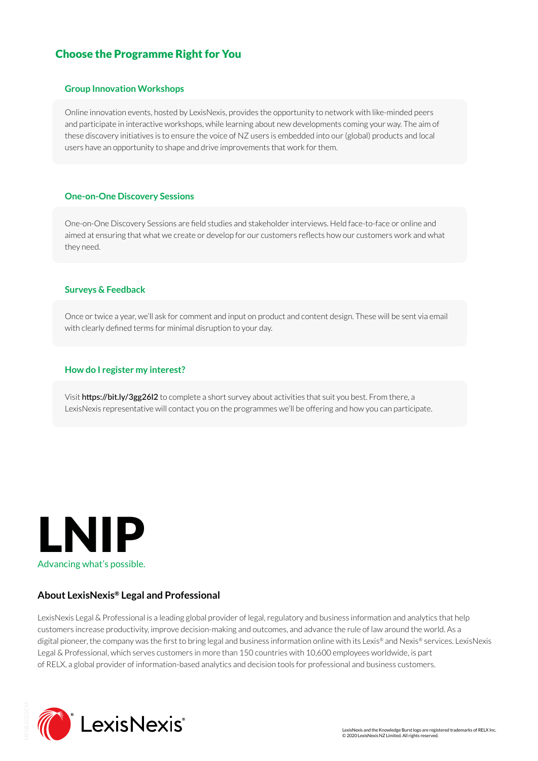## Choose the Programme Right for You

### Group Innovation Workshops

Online innovation events, hosted by LexisNexis, provides the opportunity to network with like-minded peers and participate in interactive workshops, while learning about new developments coming your way. The aim of these discovery initiatives is to ensure the voice of NZ users is embedded into our (global) products and local users have an opportunity to shape and drive improvements that work for them.

### One-on-One Discovery Sessions

One-on-One Discovery Sessions are field studies and stakeholder interviews. Held face-to-face or online and aimed at ensuring that what we create or develop for our customers reflects how our customers work and what they need.

### Surveys & Feedback

Once or twice a year, we'll ask for comment and input on product and content design. These will be sent via email with clearly defined terms for minimal disruption to your day.

### How do I register my interest?

Visit **https://bit.ly/3gg26I2** to complete a short survey about activities that suit you best. From there, a LexisNexis representative will contact you on the programmes we'll be offering and how you can participate.

# LNIP

Advancing what's possible.

### About LexisNexis® Legal and Professional

LexisNexis Legal & Professional is a leading global provider of legal, regulatory and business information and analytics that help customers increase productivity, improve decision-making and outcomes, and advance the rule of law around the world. As a digital pioneer, the company was the first to bring legal and business information online with its Lexis® and Nexis® services. LexisNexis Legal & Professional, which serves customers in more than 150 countries with 10,600 employees worldwide, is part of RELX, a global provider of information-based analytics and decision tools for professional and business customers.

LexisNexis®

LexisNexis and the Knowledge Burst logo are registered trademarks of RELX Inc.
© 2020 LexisNexis NZ Limited. All rights reserved.